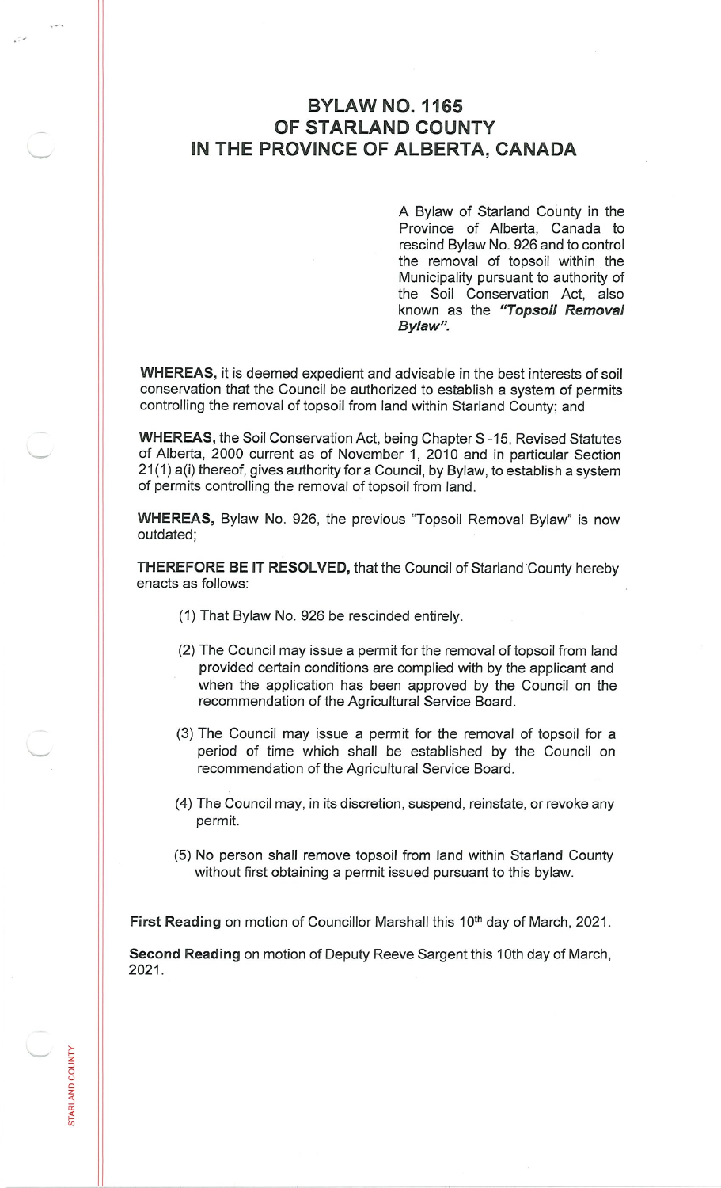# BYLAW NO. 1165
# OF STARLAND COUNTY
# IN THE PROVINCE OF ALBERTA, CANADA

A Bylaw of Starland County in the Province of Alberta, Canada to rescind Bylaw No. 926 and to control the removal of topsoil within the Municipality pursuant to authority of the Soil Conservation Act, also known as the ***"Topsoil Removal Bylaw".***

**WHEREAS,** it is deemed expedient and advisable in the best interests of soil conservation that the Council be authorized to establish a system of permits controlling the removal of topsoil from land within Starland County; and

**WHEREAS,** the Soil Conservation Act, being Chapter S -15, Revised Statutes of Alberta, 2000 current as of November 1, 2010 and in particular Section 21(1) a(i) thereof, gives authority for a Council, by Bylaw, to establish a system of permits controlling the removal of topsoil from land.

**WHEREAS,** Bylaw No. 926, the previous "Topsoil Removal Bylaw" is now outdated;

**THEREFORE BE IT RESOLVED,** that the Council of Starland County hereby enacts as follows:

(1) That Bylaw No. 926 be rescinded entirely.

(2) The Council may issue a permit for the removal of topsoil from land provided certain conditions are complied with by the applicant and when the application has been approved by the Council on the recommendation of the Agricultural Service Board.

(3) The Council may issue a permit for the removal of topsoil for a period of time which shall be established by the Council on recommendation of the Agricultural Service Board.

(4) The Council may, in its discretion, suspend, reinstate, or revoke any permit.

(5) No person shall remove topsoil from land within Starland County without first obtaining a permit issued pursuant to this bylaw.

**First Reading** on motion of Councillor Marshall this 10th day of March, 2021.

**Second Reading** on motion of Deputy Reeve Sargent this 10th day of March, 2021.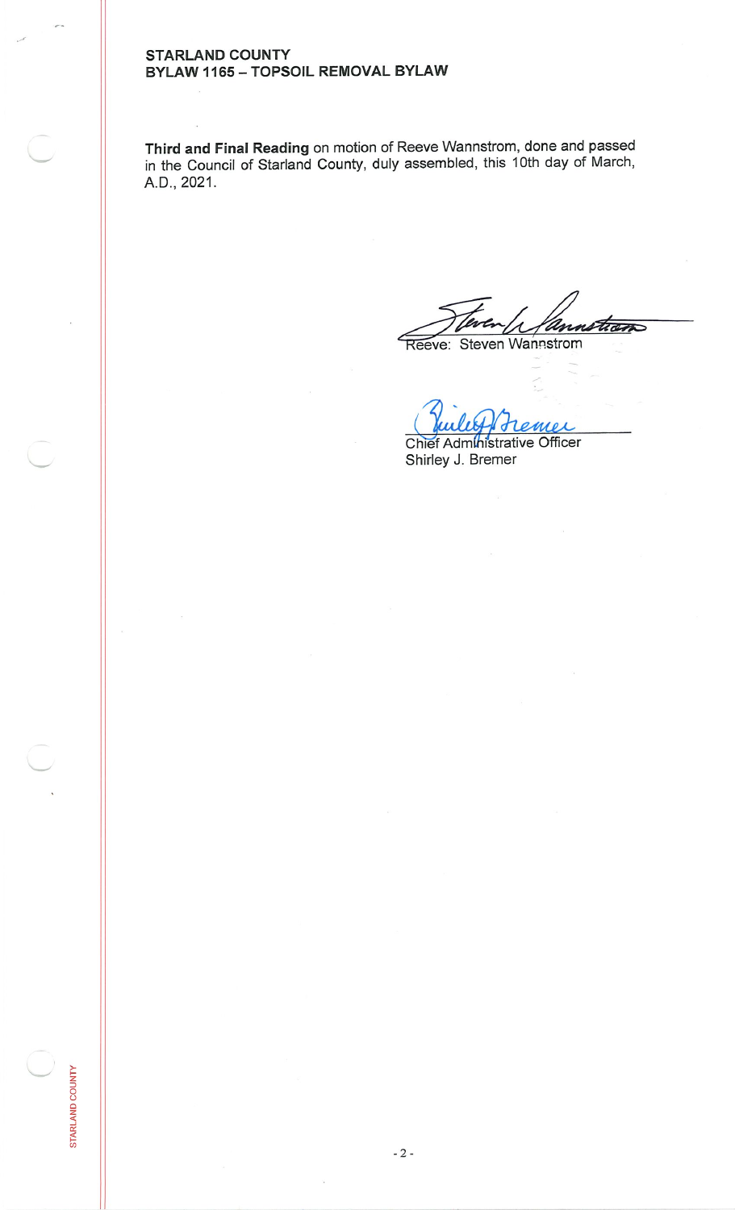**STARLAND COUNTY**
**BYLAW 1165 – TOPSOIL REMOVAL BYLAW**

**Third and Final Reading** on motion of Reeve Wannstrom, done and passed in the Council of Starland County, duly assembled, this 10th day of March, A.D., 2021.

Reeve: Steven Wannstrom

Chief Administrative Officer
Shirley J. Bremer